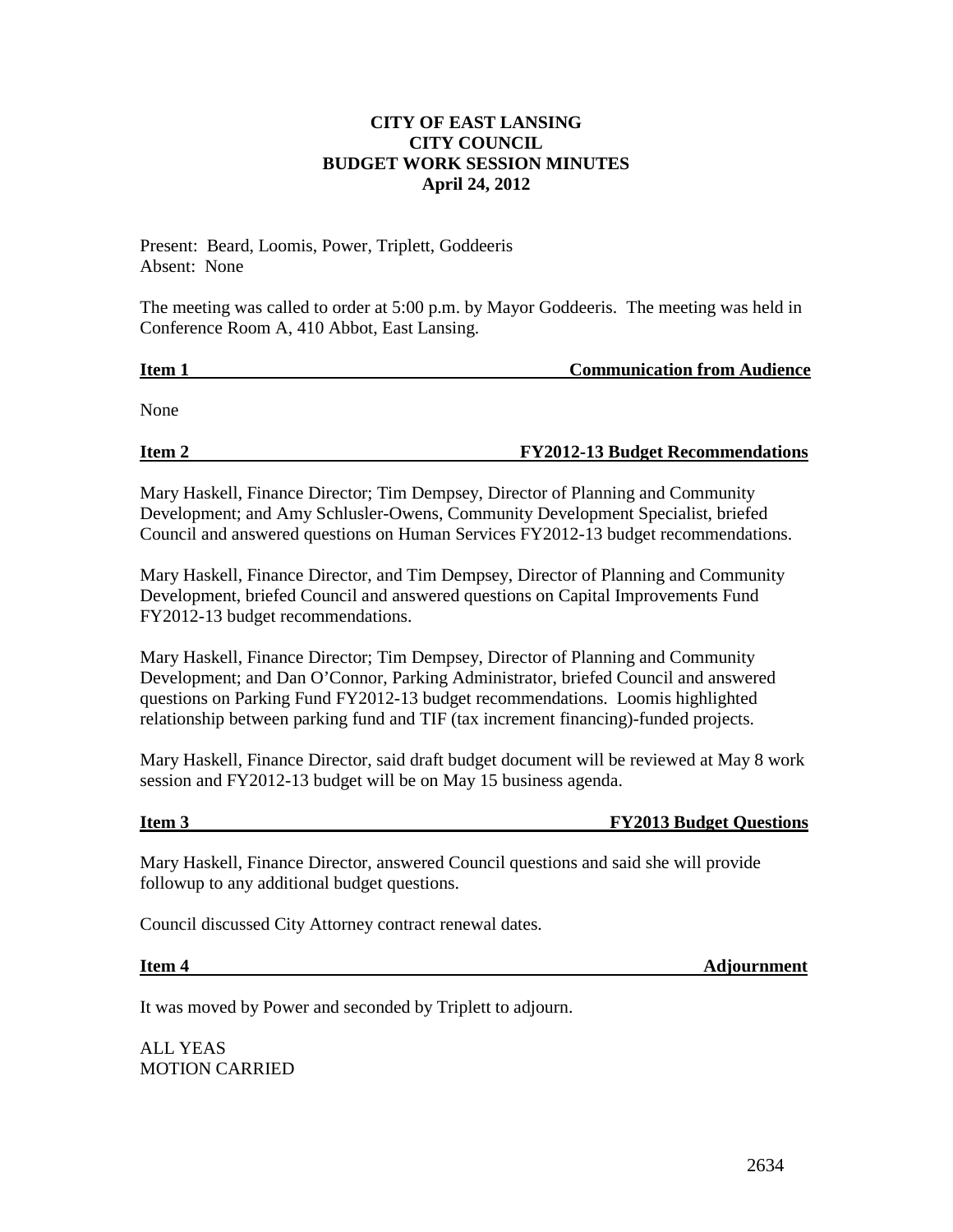**CITY OF EAST LANSING**
**CITY COUNCIL**
**BUDGET WORK SESSION MINUTES**
**April 24, 2012**

Present: Beard, Loomis, Power, Triplett, Goddeeris
Absent: None

The meeting was called to order at 5:00 p.m. by Mayor Goddeeris. The meeting was held in Conference Room A, 410 Abbot, East Lansing.

**Item 1 — Communication from Audience**

None

**Item 2 — FY2012-13 Budget Recommendations**

Mary Haskell, Finance Director; Tim Dempsey, Director of Planning and Community Development; and Amy Schlusler-Owens, Community Development Specialist, briefed Council and answered questions on Human Services FY2012-13 budget recommendations.

Mary Haskell, Finance Director, and Tim Dempsey, Director of Planning and Community Development, briefed Council and answered questions on Capital Improvements Fund FY2012-13 budget recommendations.

Mary Haskell, Finance Director; Tim Dempsey, Director of Planning and Community Development; and Dan O'Connor, Parking Administrator, briefed Council and answered questions on Parking Fund FY2012-13 budget recommendations. Loomis highlighted relationship between parking fund and TIF (tax increment financing)-funded projects.

Mary Haskell, Finance Director, said draft budget document will be reviewed at May 8 work session and FY2012-13 budget will be on May 15 business agenda.

**Item 3 — FY2013 Budget Questions**

Mary Haskell, Finance Director, answered Council questions and said she will provide followup to any additional budget questions.

Council discussed City Attorney contract renewal dates.

**Item 4 — Adjournment**

It was moved by Power and seconded by Triplett to adjourn.

ALL YEAS
MOTION CARRIED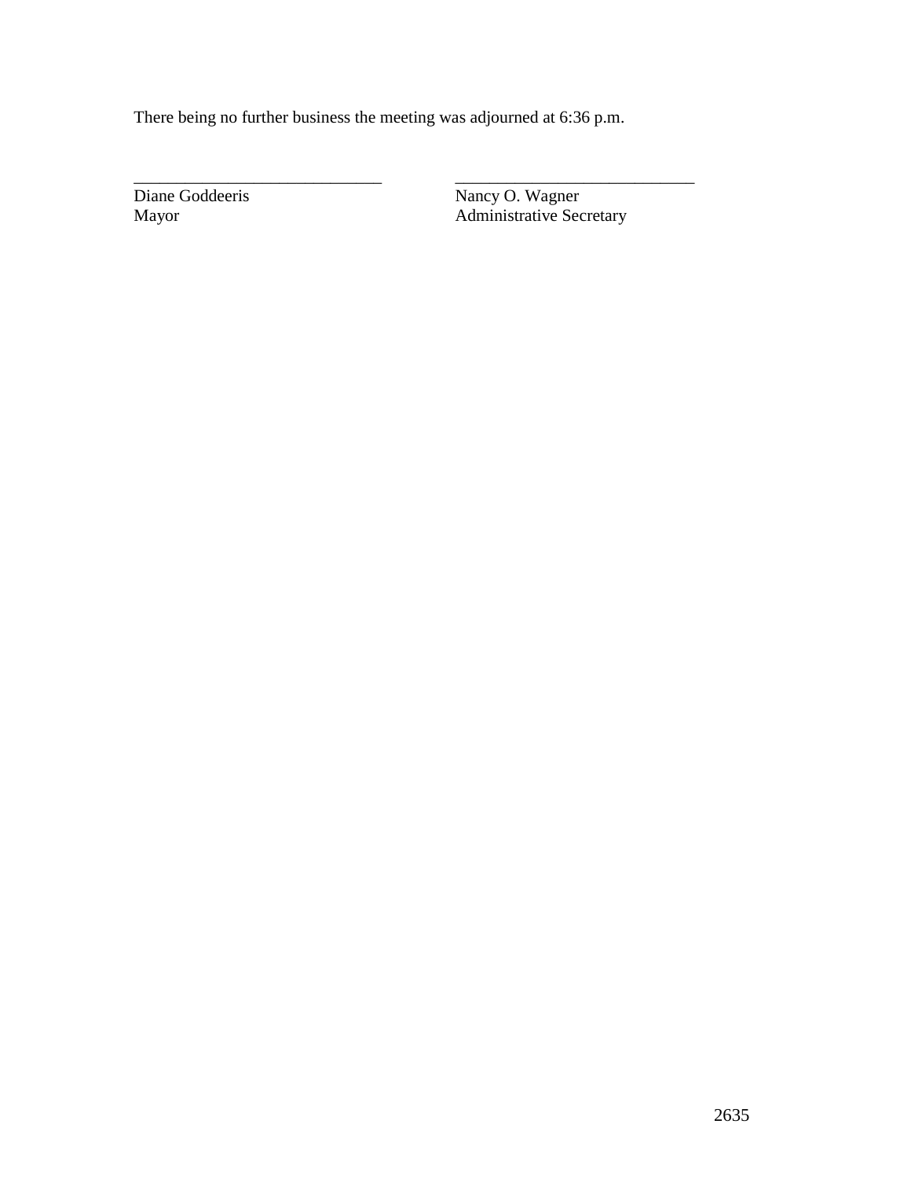There being no further business the meeting was adjourned at 6:36 p.m.

| | |
|---|---|
| _____________________________ | ____________________________ |
| Diane Goddeeris | Nancy O. Wagner |
| Mayor | Administrative Secretary |